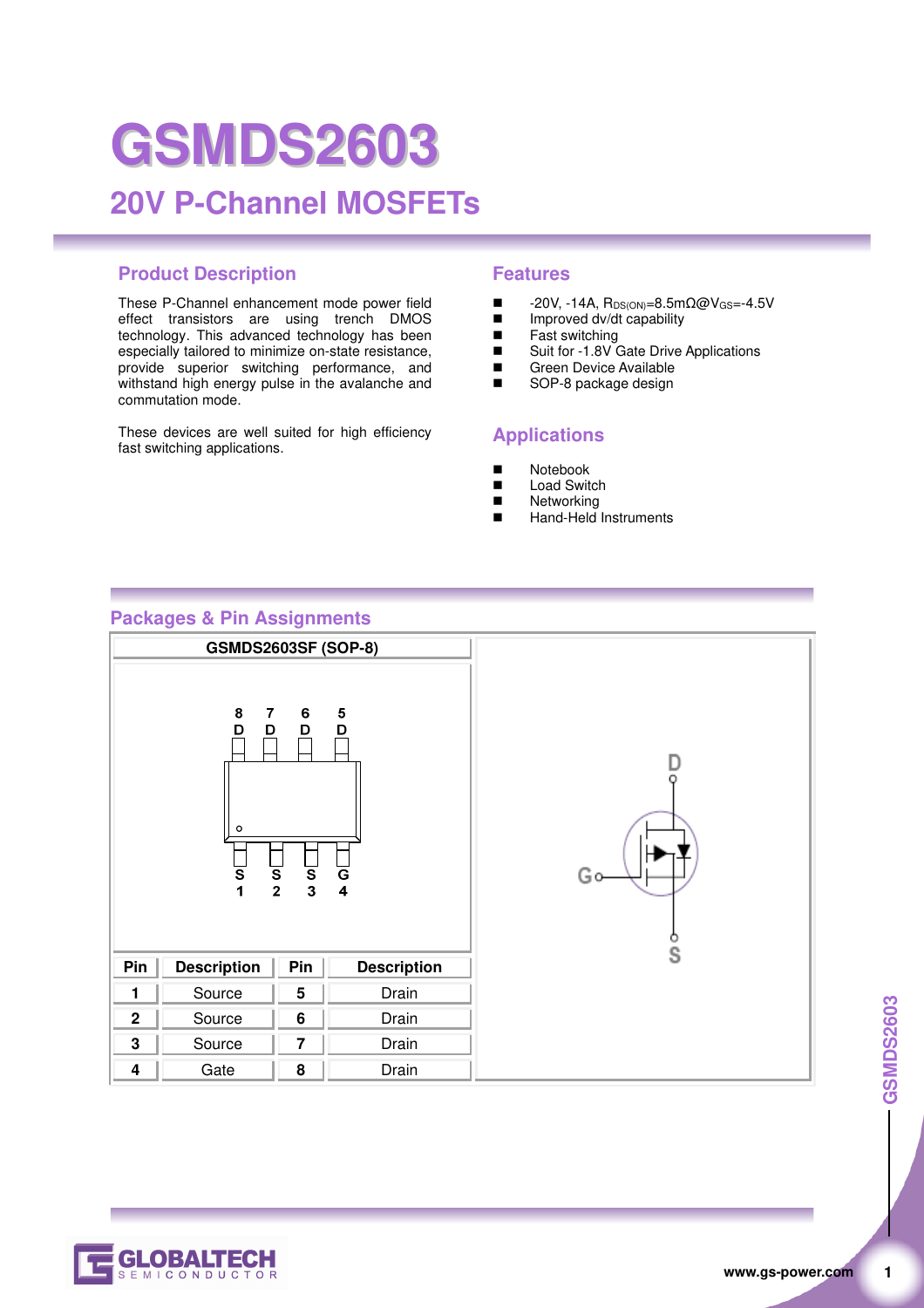# GSMDS2603

## 20V P-Channel MOSFETs

### Product Description

These P-Channel enhancement mode power field effect transistors are using trench DMOS technology. This advanced technology has been especially tailored to minimize on-state resistance, provide superior switching performance, and withstand high energy pulse in the avalanche and commutation mode.

These devices are well suited for high efficiency fast switching applications.

### Features

- -20V, -14A, $R_{DS(ON)}$=8.5mΩ@$V_{GS}$=-4.5V
- Improved dv/dt capability
- Fast switching
- Suit for -1.8V Gate Drive Applications
- Green Device Available
- SOP-8 package design

### Applications

- Notebook
- Load Switch
- Networking
- Hand-Held Instruments

### Packages & Pin Assignments

**GSMDS2603SF (SOP-8)**

| Pin | Description | Pin | Description |
|---|---|---|---|
| 1 | Source | 5 | Drain |
| 2 | Source | 6 | Drain |
| 3 | Source | 7 | Drain |
| 4 | Gate | 8 | Drain |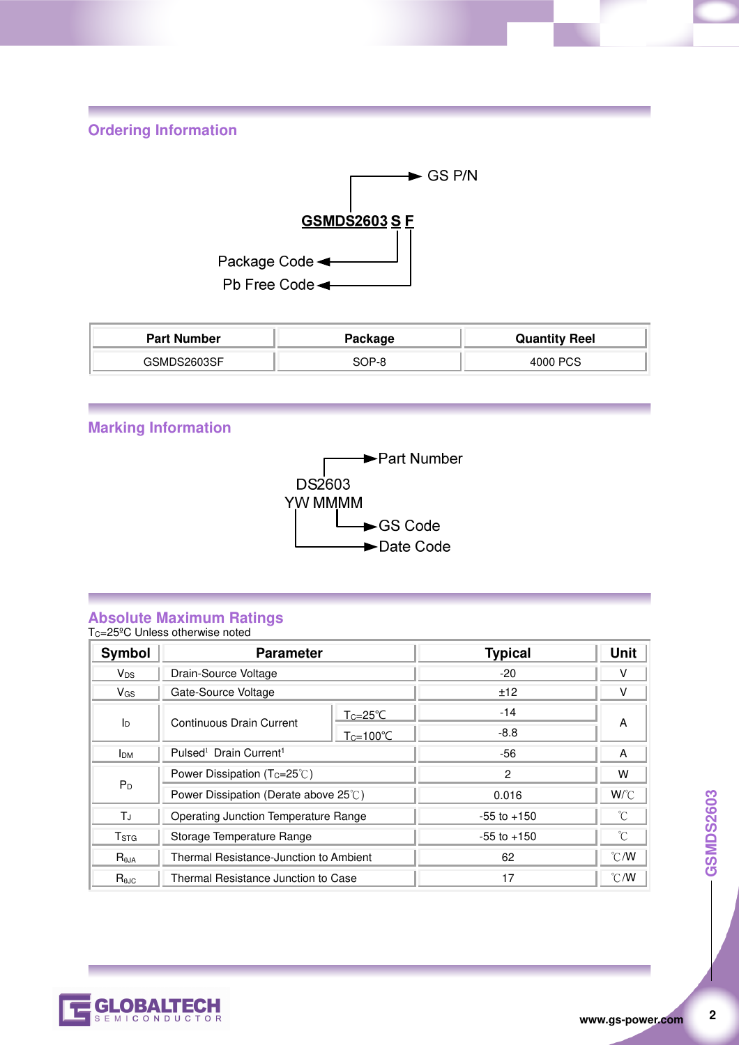## Ordering Information

GSMDS2603 S F

- GSMDS2603 → GS P/N
- S → Package Code
- F → Pb Free Code

| Part Number | Package | Quantity Reel |
|---|---|---|
| GSMDS2603SF | SOP-8 | 4000 PCS |

## Marking Information

DS2603
YW MMMM

- DS2603 → Part Number
- MMMM → GS Code
- YW → Date Code

## Absolute Maximum Ratings

$T_C$=25ºC Unless otherwise noted

| Symbol | Parameter | | Typical | Unit |
|---|---|---|---|---|
| $V_{DS}$ | Drain-Source Voltage | | -20 | V |
| $V_{GS}$ | Gate-Source Voltage | | ±12 | V |
| $I_D$ | Continuous Drain Current | $T_C$=25℃ | -14 | A |
| | | $T_C$=100℃ | -8.8 | |
| $I_{DM}$ | Pulsed[1] Drain Current[1] | | -56 | A |
| $P_D$ | Power Dissipation ($T_C$=25℃) | | 2 | W |
| | Power Dissipation (Derate above 25℃) | | 0.016 | W/℃ |
| $T_J$ | Operating Junction Temperature Range | | -55 to +150 | ℃ |
| $T_{STG}$ | Storage Temperature Range | | -55 to +150 | ℃ |
| $R_{\theta JA}$ | Thermal Resistance-Junction to Ambient | | 62 | ℃/W |
| $R_{\theta JC}$ | Thermal Resistance Junction to Case | | 17 | ℃/W |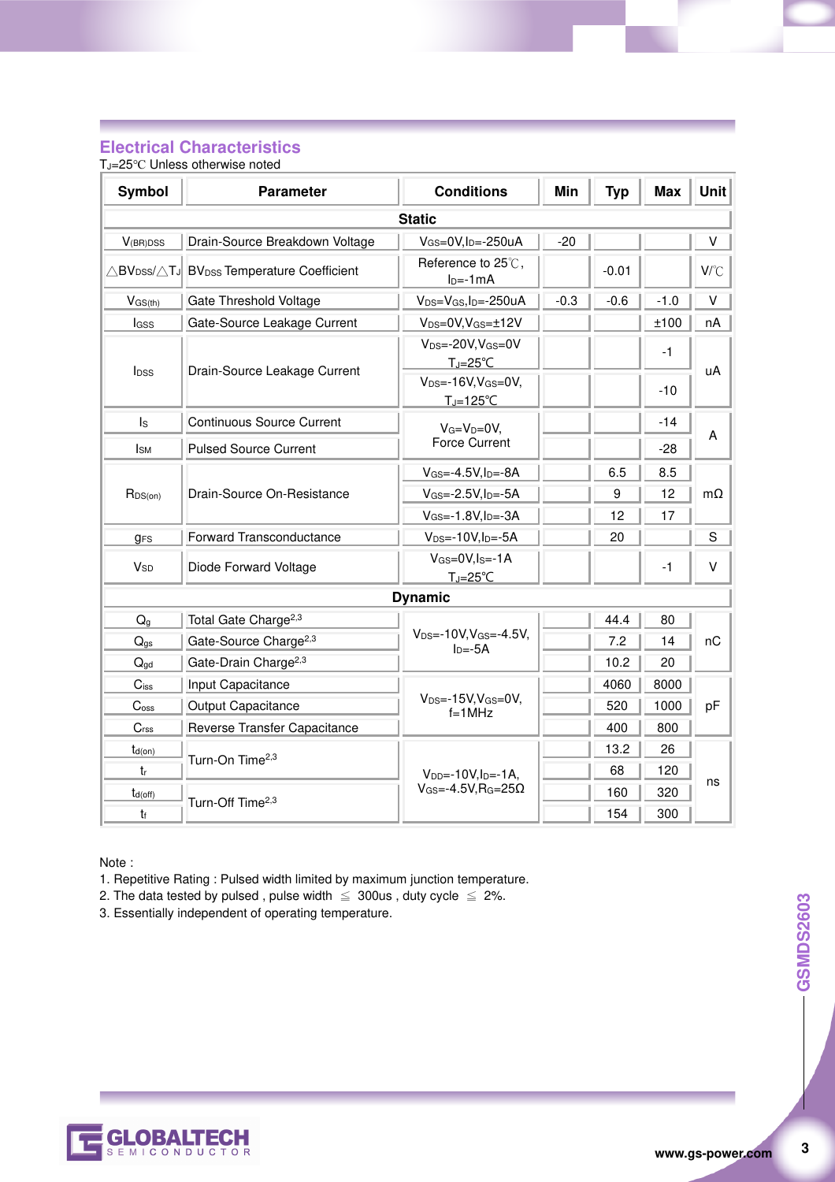## Electrical Characteristics

$T_J$=25℃ Unless otherwise noted

| Symbol | Parameter | Conditions | Min | Typ | Max | Unit |
|---|---|---|---|---|---|---|
| **Static** | | | | | | |
| $V_{(BR)DSS}$ | Drain-Source Breakdown Voltage | $V_{GS}$=0V,$I_D$=-250uA | -20 | | | V |
| $\triangle BV_{DSS}/\triangle T_J$ | $BV_{DSS}$ Temperature Coefficient | Reference to 25℃, $I_D$=-1mA | | -0.01 | | V/℃ |
| $V_{GS(th)}$ | Gate Threshold Voltage | $V_{DS}$=$V_{GS}$,$I_D$=-250uA | -0.3 | -0.6 | -1.0 | V |
| $I_{GSS}$ | Gate-Source Leakage Current | $V_{DS}$=0V,$V_{GS}$=±12V | | | ±100 | nA |
| $I_{DSS}$ | Drain-Source Leakage Current | $V_{DS}$=-20V,$V_{GS}$=0V $T_J$=25℃ | | | -1 | uA |
| | | $V_{DS}$=-16V,$V_{GS}$=0V, $T_J$=125℃ | | | -10 | uA |
| $I_S$ | Continuous Source Current | $V_G$=$V_D$=0V, Force Current | | | -14 | A |
| $I_{SM}$ | Pulsed Source Current | | | | -28 | A |
| $R_{DS(on)}$ | Drain-Source On-Resistance | $V_{GS}$=-4.5V,$I_D$=-8A | | 6.5 | 8.5 | mΩ |
| | | $V_{GS}$=-2.5V,$I_D$=-5A | | 9 | 12 | mΩ |
| | | $V_{GS}$=-1.8V,$I_D$=-3A | | 12 | 17 | mΩ |
| $g_{FS}$ | Forward Transconductance | $V_{DS}$=-10V,$I_D$=-5A | | 20 | | S |
| $V_{SD}$ | Diode Forward Voltage | $V_{GS}$=0V,$I_S$=-1A $T_J$=25℃ | | | -1 | V |
| **Dynamic** | | | | | | |
| $Q_g$ | Total Gate Charge[2,3] | $V_{DS}$=-10V,$V_{GS}$=-4.5V, $I_D$=-5A | | 44.4 | 80 | nC |
| $Q_{gs}$ | Gate-Source Charge[2,3] | | | 7.2 | 14 | nC |
| $Q_{gd}$ | Gate-Drain Charge[2,3] | | | 10.2 | 20 | nC |
| $C_{iss}$ | Input Capacitance | $V_{DS}$=-15V,$V_{GS}$=0V, f=1MHz | | 4060 | 8000 | pF |
| $C_{oss}$ | Output Capacitance | | | 520 | 1000 | pF |
| $C_{rss}$ | Reverse Transfer Capacitance | | | 400 | 800 | pF |
| $t_{d(on)}$ | Turn-On Time[2,3] | $V_{DD}$=-10V,$I_D$=-1A, $V_{GS}$=-4.5V,$R_G$=25Ω | | 13.2 | 26 | ns |
| $t_r$ | | | | 68 | 120 | ns |
| $t_{d(off)}$ | Turn-Off Time[2,3] | | | 160 | 320 | ns |
| $t_f$ | | | | 154 | 300 | ns |

Note :

1. Repetitive Rating : Pulsed width limited by maximum junction temperature.
2. The data tested by pulsed , pulse width ≦ 300us , duty cycle ≦ 2%.
3. Essentially independent of operating temperature.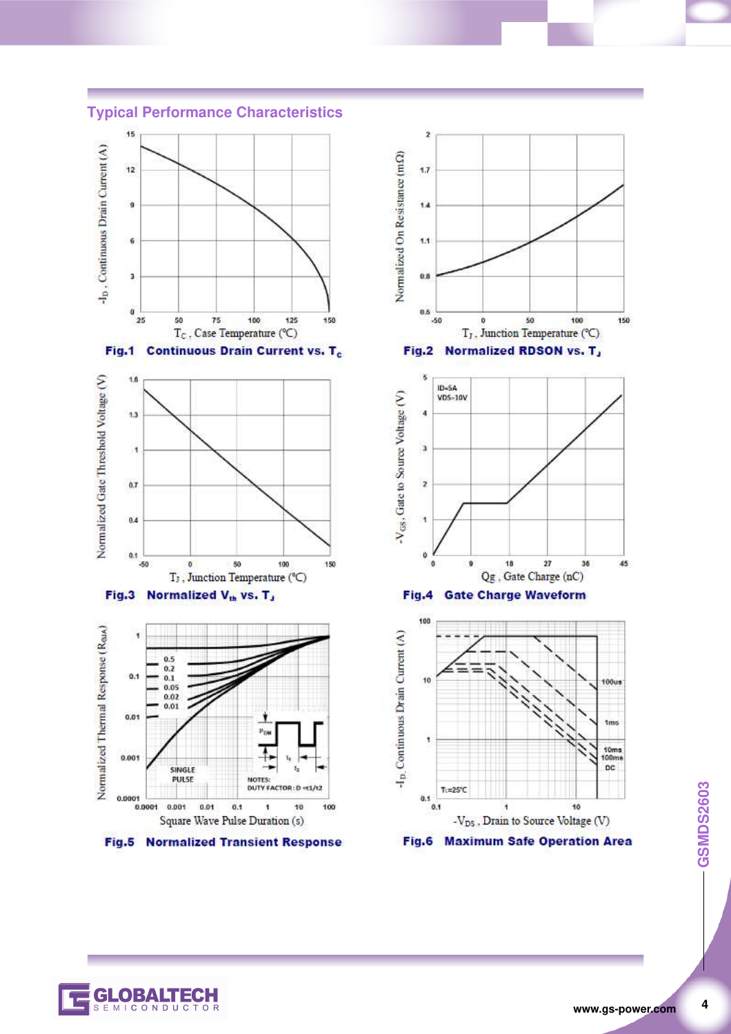## Typical Performance Characteristics

**Fig.1 Continuous Drain Current vs. $T_c$**

**Fig.2 Normalized RDSON vs. $T_J$**

**Fig.3 Normalized $V_{th}$ vs. $T_J$**

**Fig.4 Gate Charge Waveform**

**Fig.5 Normalized Transient Response**

**Fig.6 Maximum Safe Operation Area**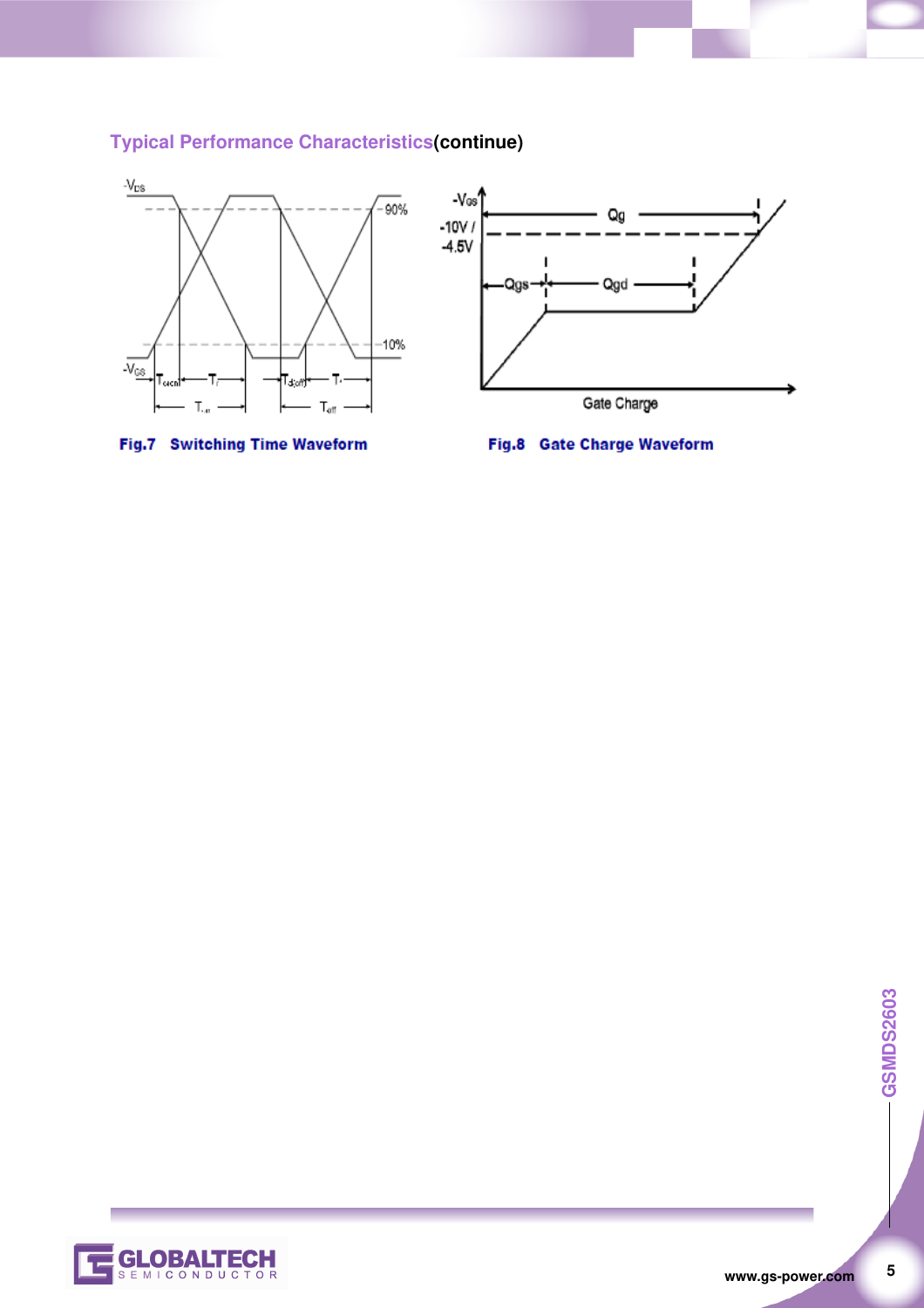## Typical Performance Characteristics**(continue)**

Fig.7 Switching Time Waveform

Fig.8 Gate Charge Waveform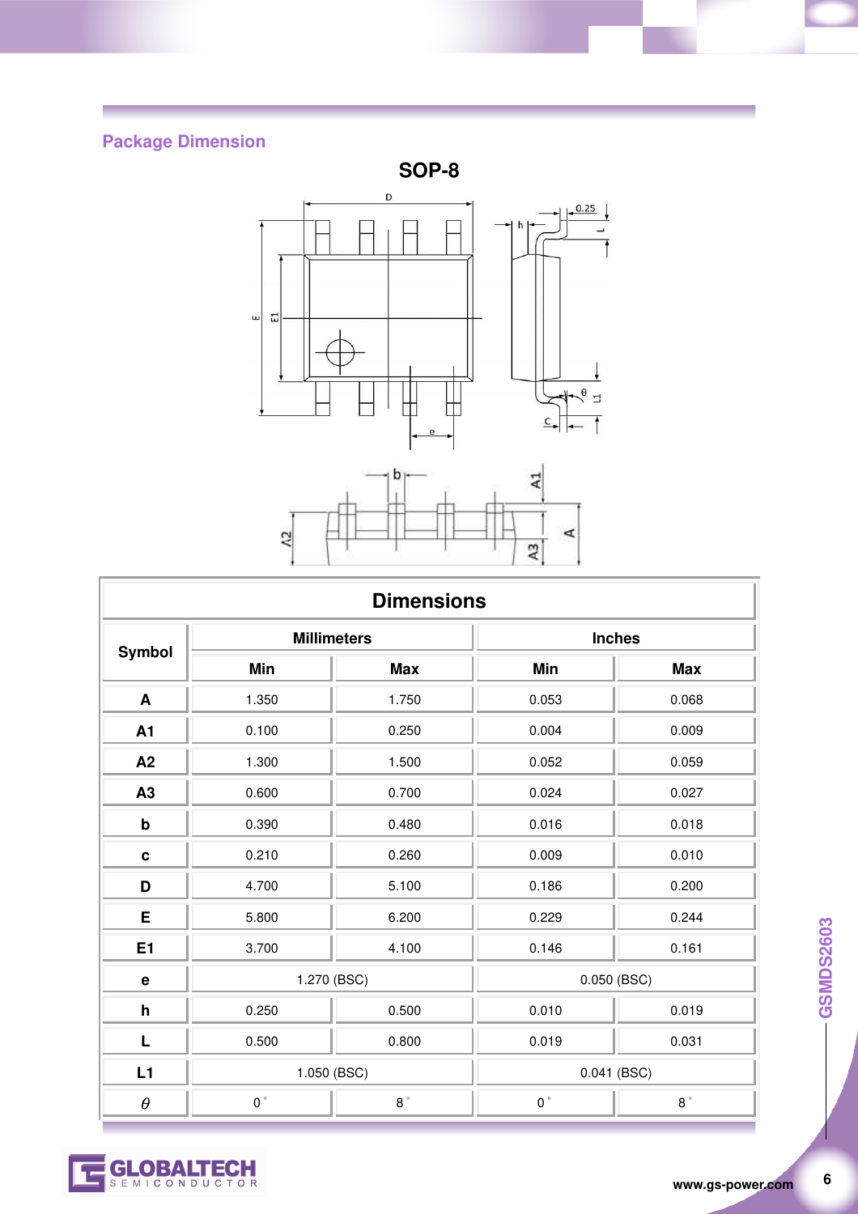## Package Dimension

### SOP-8

| Symbol | Millimeters | | Inches | |
|---|---|---|---|---|
| | Min | Max | Min | Max |
| A | 1.350 | 1.750 | 0.053 | 0.068 |
| A1 | 0.100 | 0.250 | 0.004 | 0.009 |
| A2 | 1.300 | 1.500 | 0.052 | 0.059 |
| A3 | 0.600 | 0.700 | 0.024 | 0.027 |
| b | 0.390 | 0.480 | 0.016 | 0.018 |
| c | 0.210 | 0.260 | 0.009 | 0.010 |
| D | 4.700 | 5.100 | 0.186 | 0.200 |
| E | 5.800 | 6.200 | 0.229 | 0.244 |
| E1 | 3.700 | 4.100 | 0.146 | 0.161 |
| e | 1.270 (BSC) | | 0.050 (BSC) | |
| h | 0.250 | 0.500 | 0.010 | 0.019 |
| L | 0.500 | 0.800 | 0.019 | 0.031 |
| L1 | 1.050 (BSC) | | 0.041 (BSC) | |
| $\theta$ | 0° | 8° | 0° | 8° |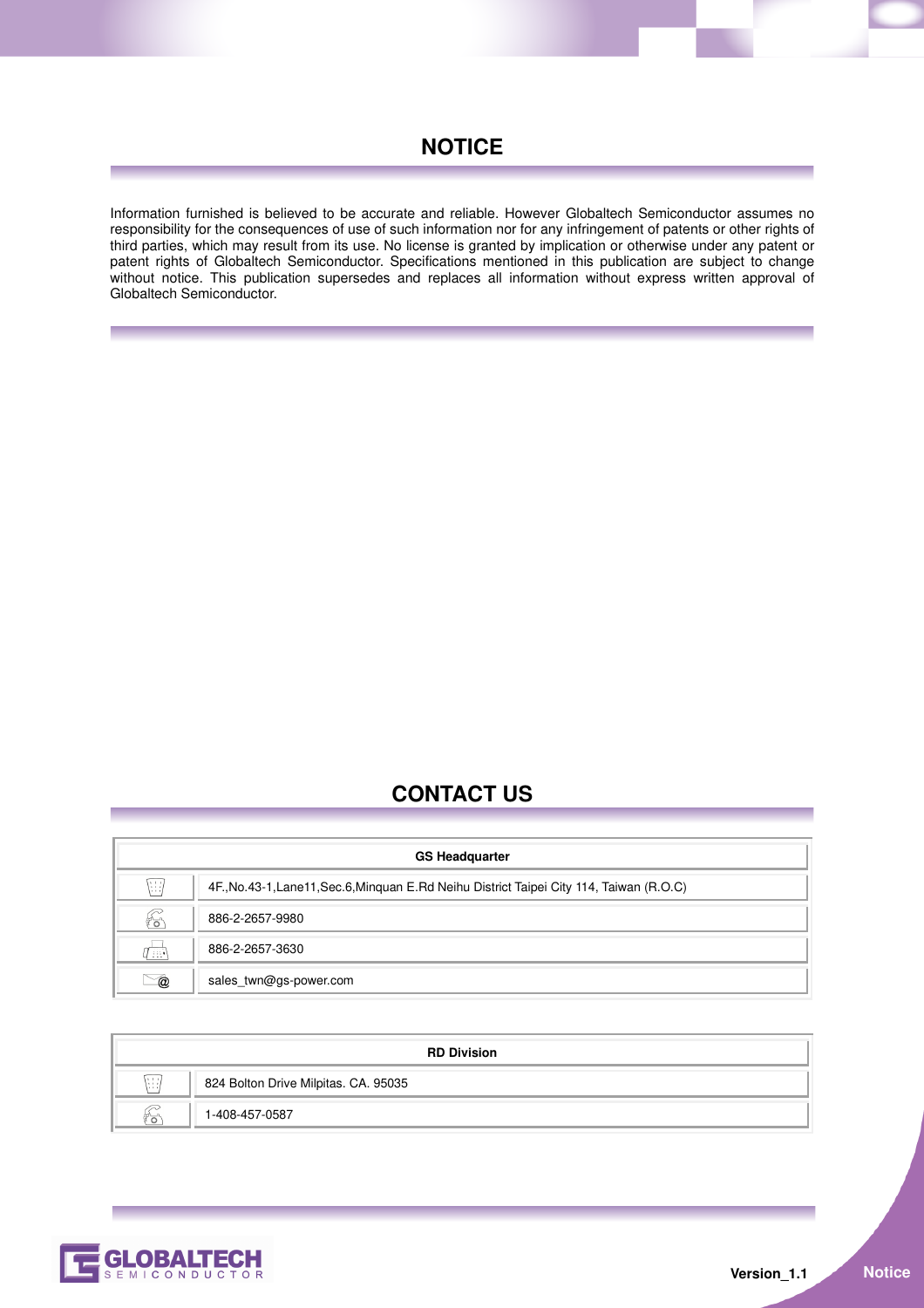## NOTICE

Information furnished is believed to be accurate and reliable. However Globaltech Semiconductor assumes no responsibility for the consequences of use of such information nor for any infringement of patents or other rights of third parties, which may result from its use. No license is granted by implication or otherwise under any patent or patent rights of Globaltech Semiconductor. Specifications mentioned in this publication are subject to change without notice. This publication supersedes and replaces all information without express written approval of Globaltech Semiconductor.

## CONTACT US

| GS Headquarter | |
|---|---|
| Address | 4F.,No.43-1,Lane11,Sec.6,Minquan E.Rd Neihu District Taipei City 114, Taiwan (R.O.C) |
| Phone | 886-2-2657-9980 |
| Fax | 886-2-2657-3630 |
| Email | sales_twn@gs-power.com |

| RD Division | |
|---|---|
| Address | 824 Bolton Drive Milpitas. CA. 95035 |
| Phone | 1-408-457-0587 |

Version_1.1